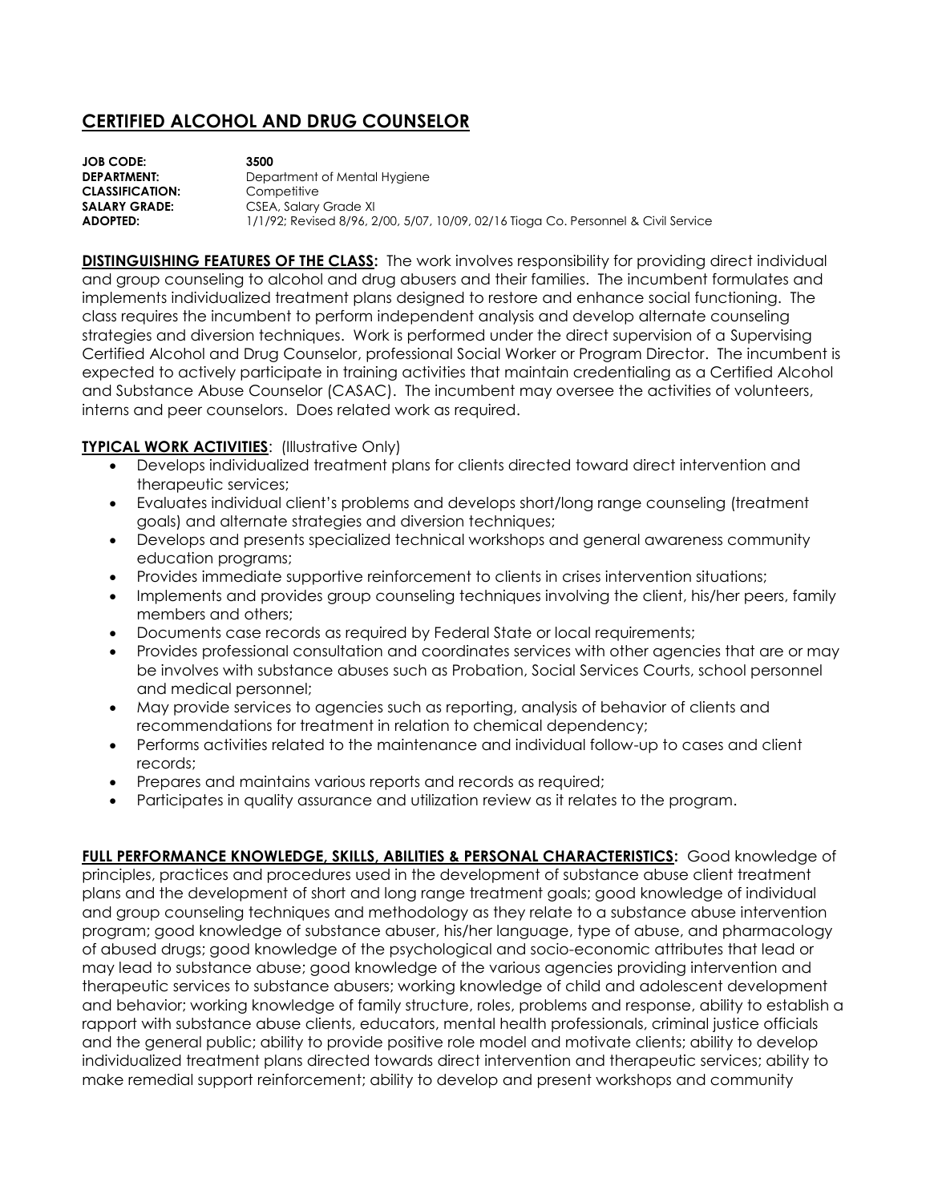# CERTIFIED ALCOHOL AND DRUG COUNSELOR

**JOB CODE:** **3500**
**DEPARTMENT:** Department of Mental Hygiene
**CLASSIFICATION:** Competitive
**SALARY GRADE:** CSEA, Salary Grade XI
**ADOPTED:** 1/1/92; Revised 8/96, 2/00, 5/07, 10/09, 02/16 Tioga Co. Personnel & Civil Service

**DISTINGUISHING FEATURES OF THE CLASS:** The work involves responsibility for providing direct individual and group counseling to alcohol and drug abusers and their families. The incumbent formulates and implements individualized treatment plans designed to restore and enhance social functioning. The class requires the incumbent to perform independent analysis and develop alternate counseling strategies and diversion techniques. Work is performed under the direct supervision of a Supervising Certified Alcohol and Drug Counselor, professional Social Worker or Program Director. The incumbent is expected to actively participate in training activities that maintain credentialing as a Certified Alcohol and Substance Abuse Counselor (CASAC). The incumbent may oversee the activities of volunteers, interns and peer counselors. Does related work as required.

**TYPICAL WORK ACTIVITIES**: (Illustrative Only)

- Develops individualized treatment plans for clients directed toward direct intervention and therapeutic services;
- Evaluates individual client's problems and develops short/long range counseling (treatment goals) and alternate strategies and diversion techniques;
- Develops and presents specialized technical workshops and general awareness community education programs;
- Provides immediate supportive reinforcement to clients in crises intervention situations;
- Implements and provides group counseling techniques involving the client, his/her peers, family members and others;
- Documents case records as required by Federal State or local requirements;
- Provides professional consultation and coordinates services with other agencies that are or may be involves with substance abuses such as Probation, Social Services Courts, school personnel and medical personnel;
- May provide services to agencies such as reporting, analysis of behavior of clients and recommendations for treatment in relation to chemical dependency;
- Performs activities related to the maintenance and individual follow-up to cases and client records;
- Prepares and maintains various reports and records as required;
- Participates in quality assurance and utilization review as it relates to the program.

**FULL PERFORMANCE KNOWLEDGE, SKILLS, ABILITIES & PERSONAL CHARACTERISTICS:** Good knowledge of principles, practices and procedures used in the development of substance abuse client treatment plans and the development of short and long range treatment goals; good knowledge of individual and group counseling techniques and methodology as they relate to a substance abuse intervention program; good knowledge of substance abuser, his/her language, type of abuse, and pharmacology of abused drugs; good knowledge of the psychological and socio-economic attributes that lead or may lead to substance abuse; good knowledge of the various agencies providing intervention and therapeutic services to substance abusers; working knowledge of child and adolescent development and behavior; working knowledge of family structure, roles, problems and response, ability to establish a rapport with substance abuse clients, educators, mental health professionals, criminal justice officials and the general public; ability to provide positive role model and motivate clients; ability to develop individualized treatment plans directed towards direct intervention and therapeutic services; ability to make remedial support reinforcement; ability to develop and present workshops and community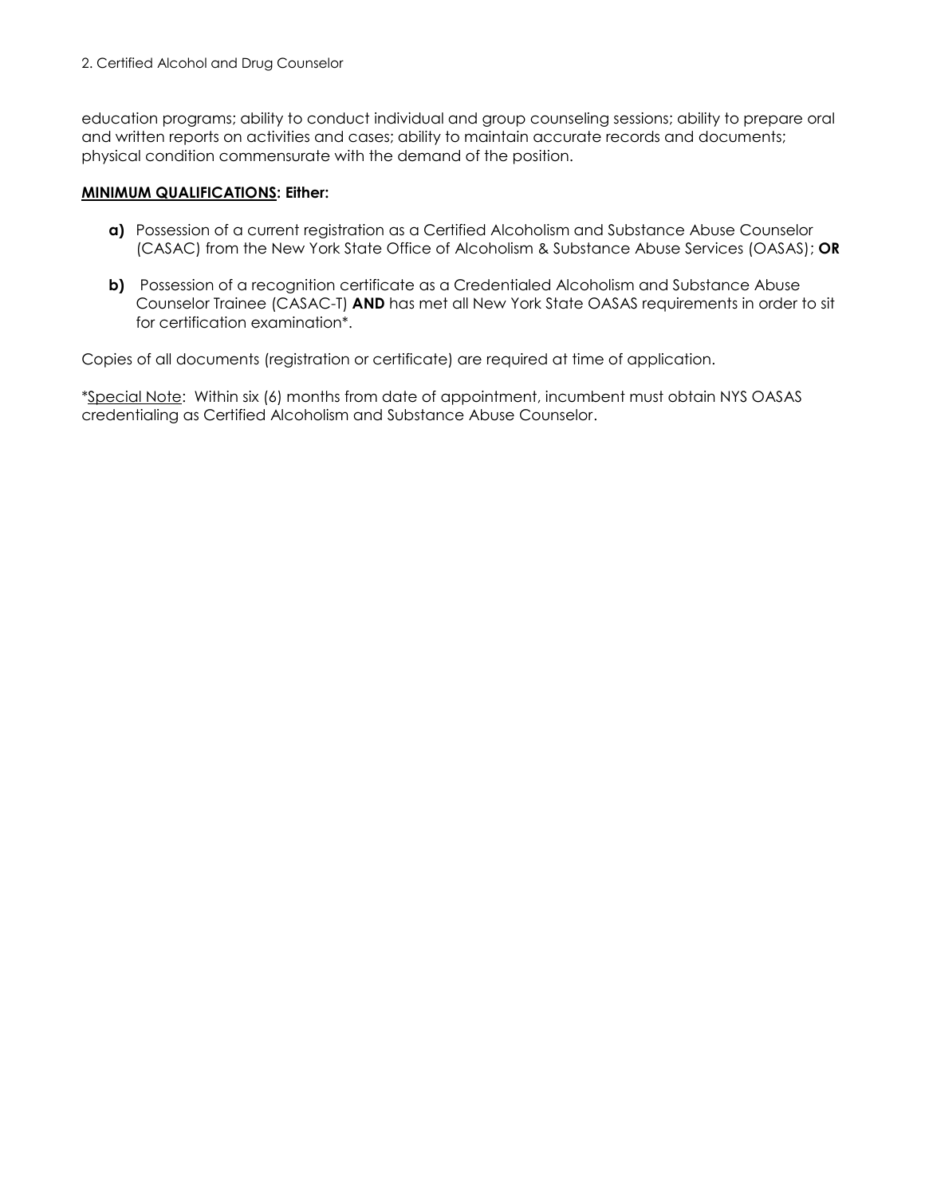education programs; ability to conduct individual and group counseling sessions; ability to prepare oral and written reports on activities and cases; ability to maintain accurate records and documents; physical condition commensurate with the demand of the position.

**MINIMUM QUALIFICATIONS: Either:**

- **a)** Possession of a current registration as a Certified Alcoholism and Substance Abuse Counselor (CASAC) from the New York State Office of Alcoholism & Substance Abuse Services (OASAS); **OR**

- **b)** Possession of a recognition certificate as a Credentialed Alcoholism and Substance Abuse Counselor Trainee (CASAC-T) **AND** has met all New York State OASAS requirements in order to sit for certification examination*.

Copies of all documents (registration or certificate) are required at time of application.

*Special Note: Within six (6) months from date of appointment, incumbent must obtain NYS OASAS credentialing as Certified Alcoholism and Substance Abuse Counselor.